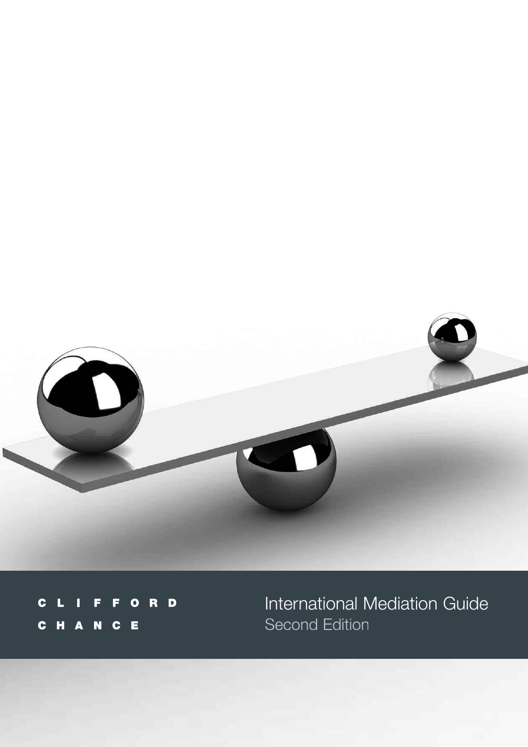CLIFFORD CHANCE

# International Mediation Guide

## Second Edition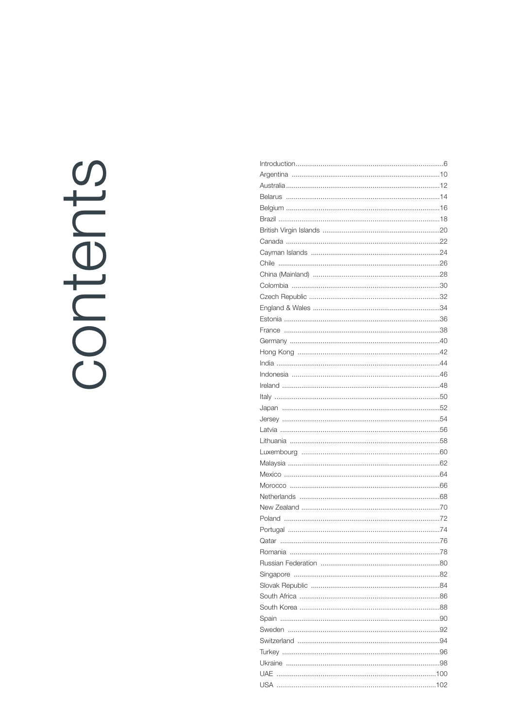# contents

| | |
|---|---|
| Introduction | 6 |
| Argentina | 10 |
| Australia | 12 |
| Belarus | 14 |
| Belgium | 16 |
| Brazil | 18 |
| British Virgin Islands | 20 |
| Canada | 22 |
| Cayman Islands | 24 |
| Chile | 26 |
| China (Mainland) | 28 |
| Colombia | 30 |
| Czech Republic | 32 |
| England & Wales | 34 |
| Estonia | 36 |
| France | 38 |
| Germany | 40 |
| Hong Kong | 42 |
| India | 44 |
| Indonesia | 46 |
| Ireland | 48 |
| Italy | 50 |
| Japan | 52 |
| Jersey | 54 |
| Latvia | 56 |
| Lithuania | 58 |
| Luxembourg | 60 |
| Malaysia | 62 |
| Mexico | 64 |
| Morocco | 66 |
| Netherlands | 68 |
| New Zealand | 70 |
| Poland | 72 |
| Portugal | 74 |
| Qatar | 76 |
| Romania | 78 |
| Russian Federation | 80 |
| Singapore | 82 |
| Slovak Republic | 84 |
| South Africa | 86 |
| South Korea | 88 |
| Spain | 90 |
| Sweden | 92 |
| Switzerland | 94 |
| Turkey | 96 |
| Ukraine | 98 |
| UAE | 100 |
| USA | 102 |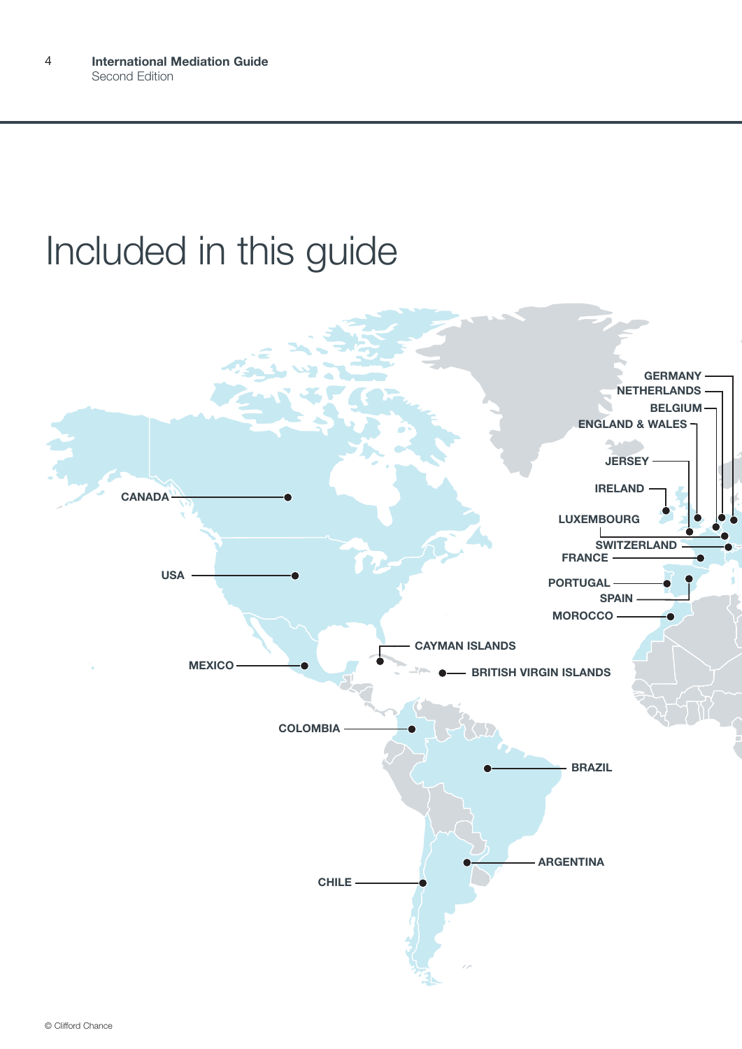# Included in this guide

CANADA

USA

MEXICO

CAYMAN ISLANDS

BRITISH VIRGIN ISLANDS

COLOMBIA

BRAZIL

ARGENTINA

CHILE

GERMANY

NETHERLANDS

BELGIUM

ENGLAND & WALES

JERSEY

IRELAND

LUXEMBOURG

SWITZERLAND

FRANCE

PORTUGAL

SPAIN

MOROCCO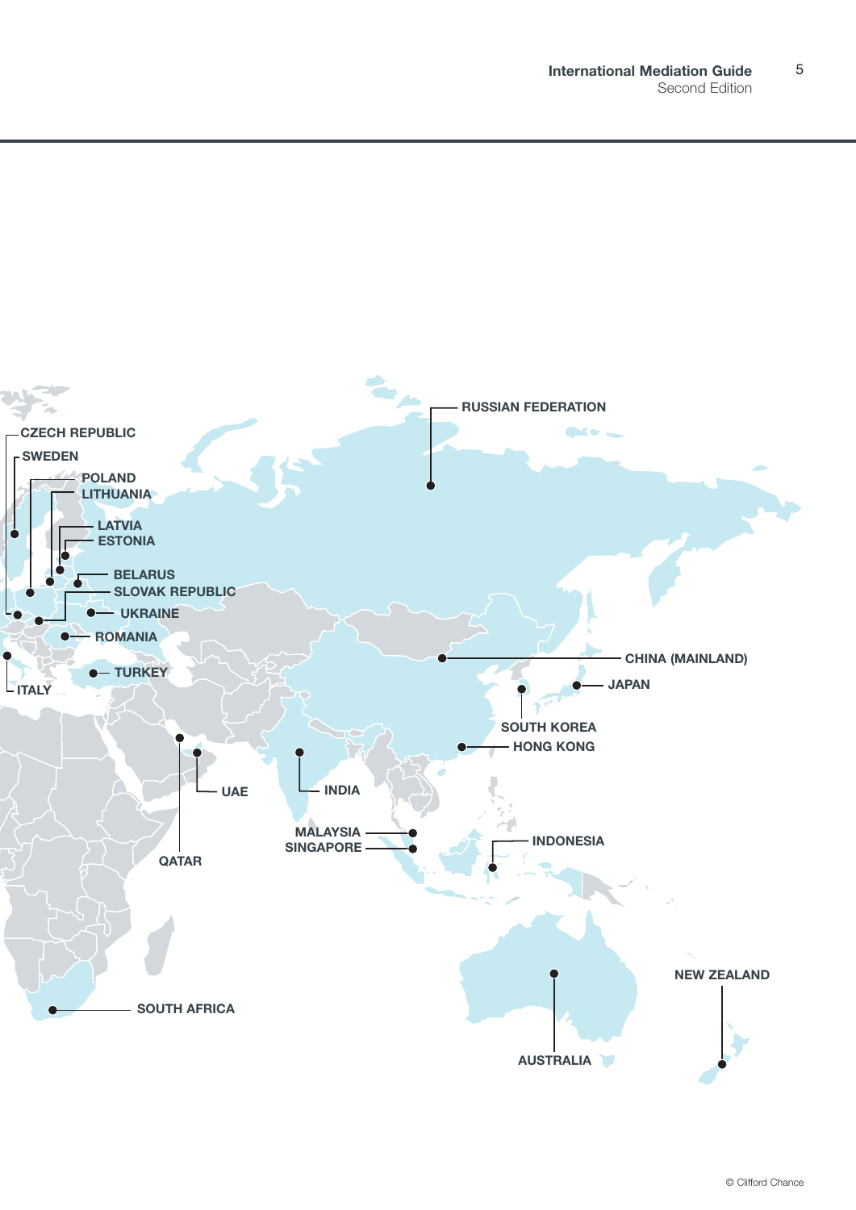CZECH REPUBLIC
SWEDEN
POLAND
LITHUANIA
LATVIA
ESTONIA
BELARUS
SLOVAK REPUBLIC
UKRAINE
ROMANIA
TURKEY
ITALY
RUSSIAN FEDERATION
CHINA (MAINLAND)
JAPAN
SOUTH KOREA
HONG KONG
UAE
INDIA
QATAR
MALAYSIA
SINGAPORE
INDONESIA
SOUTH AFRICA
AUSTRALIA
NEW ZEALAND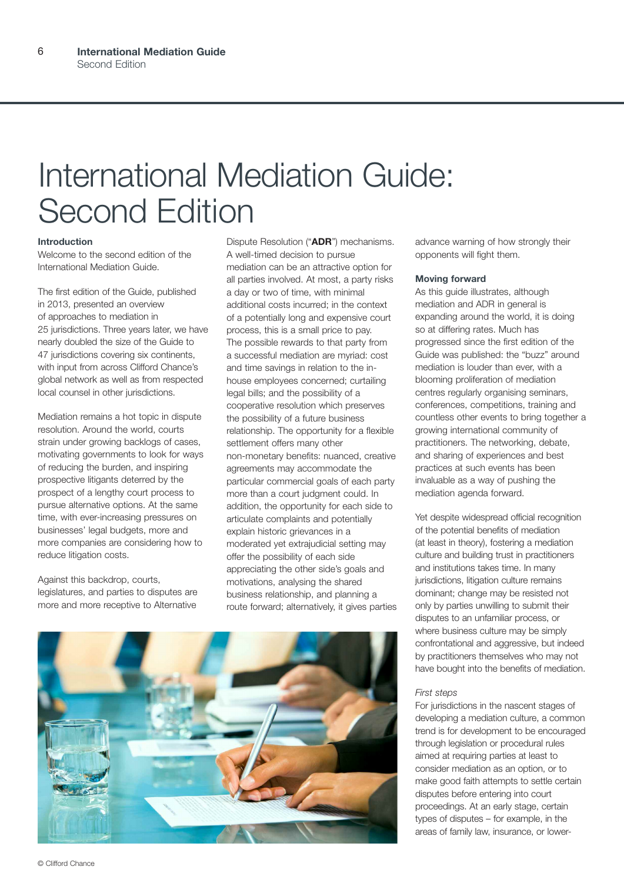# International Mediation Guide: Second Edition

### Introduction

Welcome to the second edition of the International Mediation Guide.

The first edition of the Guide, published in 2013, presented an overview of approaches to mediation in 25 jurisdictions. Three years later, we have nearly doubled the size of the Guide to 47 jurisdictions covering six continents, with input from across Clifford Chance's global network as well as from respected local counsel in other jurisdictions.

Mediation remains a hot topic in dispute resolution. Around the world, courts strain under growing backlogs of cases, motivating governments to look for ways of reducing the burden, and inspiring prospective litigants deterred by the prospect of a lengthy court process to pursue alternative options. At the same time, with ever-increasing pressures on businesses' legal budgets, more and more companies are considering how to reduce litigation costs.

Against this backdrop, courts, legislatures, and parties to disputes are more and more receptive to Alternative Dispute Resolution ("**ADR**") mechanisms. A well-timed decision to pursue mediation can be an attractive option for all parties involved. At most, a party risks a day or two of time, with minimal additional costs incurred; in the context of a potentially long and expensive court process, this is a small price to pay. The possible rewards to that party from a successful mediation are myriad: cost and time savings in relation to the in-house employees concerned; curtailing legal bills; and the possibility of a cooperative resolution which preserves the possibility of a future business relationship. The opportunity for a flexible settlement offers many other non-monetary benefits: nuanced, creative agreements may accommodate the particular commercial goals of each party more than a court judgment could. In addition, the opportunity for each side to articulate complaints and potentially explain historic grievances in a moderated yet extrajudicial setting may offer the possibility of each side appreciating the other side's goals and motivations, analysing the shared business relationship, and planning a route forward; alternatively, it gives parties advance warning of how strongly their opponents will fight them.

### Moving forward

As this guide illustrates, although mediation and ADR in general is expanding around the world, it is doing so at differing rates. Much has progressed since the first edition of the Guide was published: the "buzz" around mediation is louder than ever, with a blooming proliferation of mediation centres regularly organising seminars, conferences, competitions, training and countless other events to bring together a growing international community of practitioners. The networking, debate, and sharing of experiences and best practices at such events has been invaluable as a way of pushing the mediation agenda forward.

Yet despite widespread official recognition of the potential benefits of mediation (at least in theory), fostering a mediation culture and building trust in practitioners and institutions takes time. In many jurisdictions, litigation culture remains dominant; change may be resisted not only by parties unwilling to submit their disputes to an unfamiliar process, or where business culture may be simply confrontational and aggressive, but indeed by practitioners themselves who may not have bought into the benefits of mediation.

*First steps*

For jurisdictions in the nascent stages of developing a mediation culture, a common trend is for development to be encouraged through legislation or procedural rules aimed at requiring parties at least to consider mediation as an option, or to make good faith attempts to settle certain disputes before entering into court proceedings. At an early stage, certain types of disputes – for example, in the areas of family law, insurance, or lower-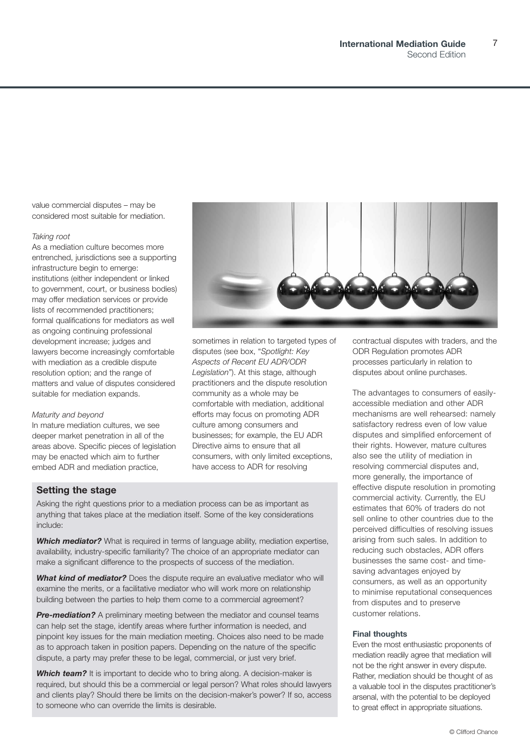value commercial disputes – may be considered most suitable for mediation.

*Taking root*

As a mediation culture becomes more entrenched, jurisdictions see a supporting infrastructure begin to emerge: institutions (either independent or linked to government, court, or business bodies) may offer mediation services or provide lists of recommended practitioners; formal qualifications for mediators as well as ongoing continuing professional development increase; judges and lawyers become increasingly comfortable with mediation as a credible dispute resolution option; and the range of matters and value of disputes considered suitable for mediation expands.

*Maturity and beyond*

In mature mediation cultures, we see deeper market penetration in all of the areas above. Specific pieces of legislation may be enacted which aim to further embed ADR and mediation practice, sometimes in relation to targeted types of disputes (see box, "*Spotlight: Key Aspects of Recent EU ADR/ODR Legislation*"). At this stage, although practitioners and the dispute resolution community as a whole may be comfortable with mediation, additional efforts may focus on promoting ADR culture among consumers and businesses; for example, the EU ADR Directive aims to ensure that all consumers, with only limited exceptions, have access to ADR for resolving contractual disputes with traders, and the ODR Regulation promotes ADR processes particularly in relation to disputes about online purchases.

The advantages to consumers of easily-accessible mediation and other ADR mechanisms are well rehearsed: namely satisfactory redress even of low value disputes and simplified enforcement of their rights. However, mature cultures also see the utility of mediation in resolving commercial disputes and, more generally, the importance of effective dispute resolution in promoting commercial activity. Currently, the EU estimates that 60% of traders do not sell online to other countries due to the perceived difficulties of resolving issues arising from such sales. In addition to reducing such obstacles, ADR offers businesses the same cost- and time-saving advantages enjoyed by consumers, as well as an opportunity to minimise reputational consequences from disputes and to preserve customer relations.

#### Final thoughts

Even the most enthusiastic proponents of mediation readily agree that mediation will not be the right answer in every dispute. Rather, mediation should be thought of as a valuable tool in the disputes practitioner's arsenal, with the potential to be deployed to great effect in appropriate situations.

### Setting the stage

Asking the right questions prior to a mediation process can be as important as anything that takes place at the mediation itself. Some of the key considerations include:

***Which mediator?*** What is required in terms of language ability, mediation expertise, availability, industry-specific familiarity? The choice of an appropriate mediator can make a significant difference to the prospects of success of the mediation.

***What kind of mediator?*** Does the dispute require an evaluative mediator who will examine the merits, or a facilitative mediator who will work more on relationship building between the parties to help them come to a commercial agreement?

***Pre-mediation?*** A preliminary meeting between the mediator and counsel teams can help set the stage, identify areas where further information is needed, and pinpoint key issues for the main mediation meeting. Choices also need to be made as to approach taken in position papers. Depending on the nature of the specific dispute, a party may prefer these to be legal, commercial, or just very brief.

***Which team?*** It is important to decide who to bring along. A decision-maker is required, but should this be a commercial or legal person? What roles should lawyers and clients play? Should there be limits on the decision-maker's power? If so, access to someone who can override the limits is desirable.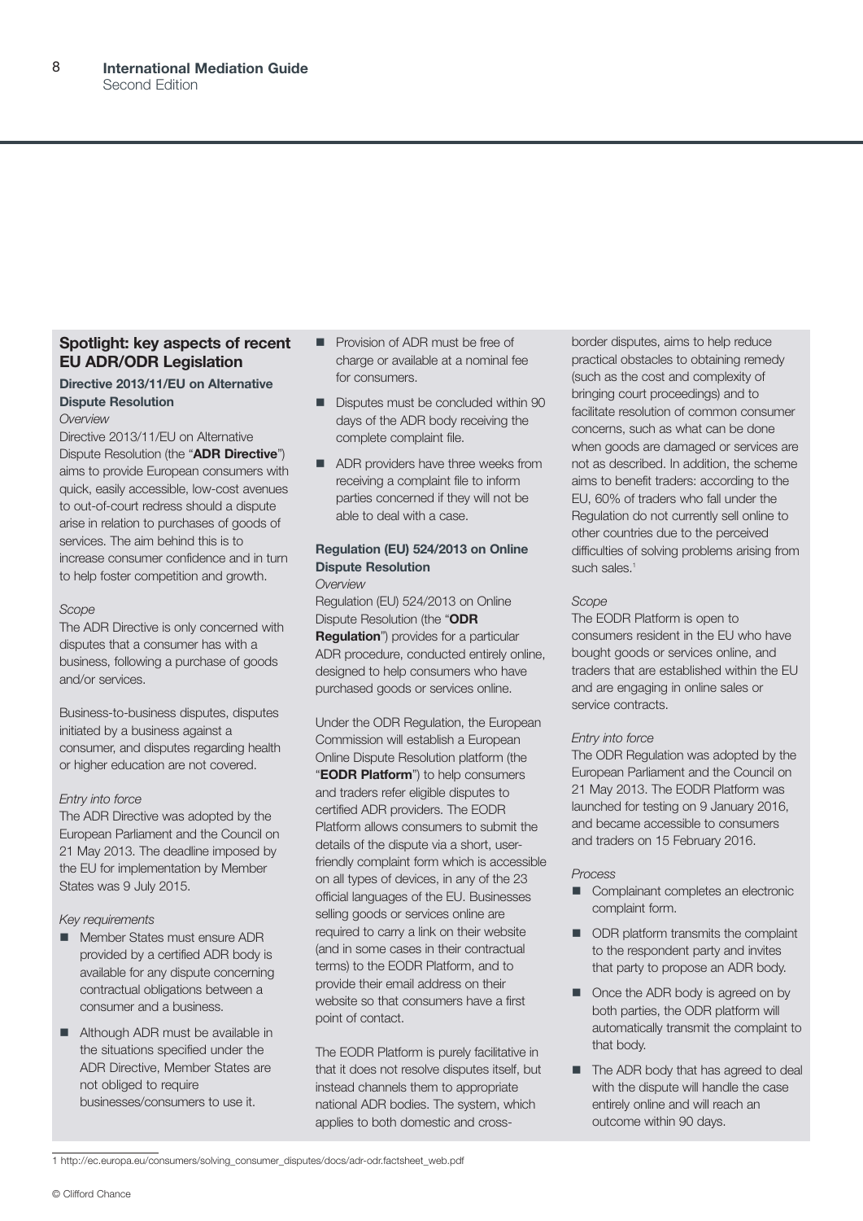## Spotlight: key aspects of recent EU ADR/ODR Legislation

### Directive 2013/11/EU on Alternative Dispute Resolution

*Overview*

Directive 2013/11/EU on Alternative Dispute Resolution (the "**ADR Directive**") aims to provide European consumers with quick, easily accessible, low-cost avenues to out-of-court redress should a dispute arise in relation to purchases of goods of services. The aim behind this is to increase consumer confidence and in turn to help foster competition and growth.

*Scope*

The ADR Directive is only concerned with disputes that a consumer has with a business, following a purchase of goods and/or services.

Business-to-business disputes, disputes initiated by a business against a consumer, and disputes regarding health or higher education are not covered.

*Entry into force*

The ADR Directive was adopted by the European Parliament and the Council on 21 May 2013. The deadline imposed by the EU for implementation by Member States was 9 July 2015.

*Key requirements*

- Member States must ensure ADR provided by a certified ADR body is available for any dispute concerning contractual obligations between a consumer and a business.
- Although ADR must be available in the situations specified under the ADR Directive, Member States are not obliged to require businesses/consumers to use it.
- Provision of ADR must be free of charge or available at a nominal fee for consumers.
- Disputes must be concluded within 90 days of the ADR body receiving the complete complaint file.
- ADR providers have three weeks from receiving a complaint file to inform parties concerned if they will not be able to deal with a case.

### Regulation (EU) 524/2013 on Online Dispute Resolution

*Overview*

Regulation (EU) 524/2013 on Online Dispute Resolution (the "**ODR Regulation**") provides for a particular ADR procedure, conducted entirely online, designed to help consumers who have purchased goods or services online.

Under the ODR Regulation, the European Commission will establish a European Online Dispute Resolution platform (the "**EODR Platform**") to help consumers and traders refer eligible disputes to certified ADR providers. The EODR Platform allows consumers to submit the details of the dispute via a short, user-friendly complaint form which is accessible on all types of devices, in any of the 23 official languages of the EU. Businesses selling goods or services online are required to carry a link on their website (and in some cases in their contractual terms) to the EODR Platform, and to provide their email address on their website so that consumers have a first point of contact.

The EODR Platform is purely facilitative in that it does not resolve disputes itself, but instead channels them to appropriate national ADR bodies. The system, which applies to both domestic and cross-border disputes, aims to help reduce practical obstacles to obtaining remedy (such as the cost and complexity of bringing court proceedings) and to facilitate resolution of common consumer concerns, such as what can be done when goods are damaged or services are not as described. In addition, the scheme aims to benefit traders: according to the EU, 60% of traders who fall under the Regulation do not currently sell online to other countries due to the perceived difficulties of solving problems arising from such sales.[1]

*Scope*

The EODR Platform is open to consumers resident in the EU who have bought goods or services online, and traders that are established within the EU and are engaging in online sales or service contracts.

*Entry into force*

The ODR Regulation was adopted by the European Parliament and the Council on 21 May 2013. The EODR Platform was launched for testing on 9 January 2016, and became accessible to consumers and traders on 15 February 2016.

*Process*

- Complainant completes an electronic complaint form.
- ODR platform transmits the complaint to the respondent party and invites that party to propose an ADR body.
- Once the ADR body is agreed on by both parties, the ODR platform will automatically transmit the complaint to that body.
- The ADR body that has agreed to deal with the dispute will handle the case entirely online and will reach an outcome within 90 days.

---

1 http://ec.europa.eu/consumers/solving_consumer_disputes/docs/adr-odr.factsheet_web.pdf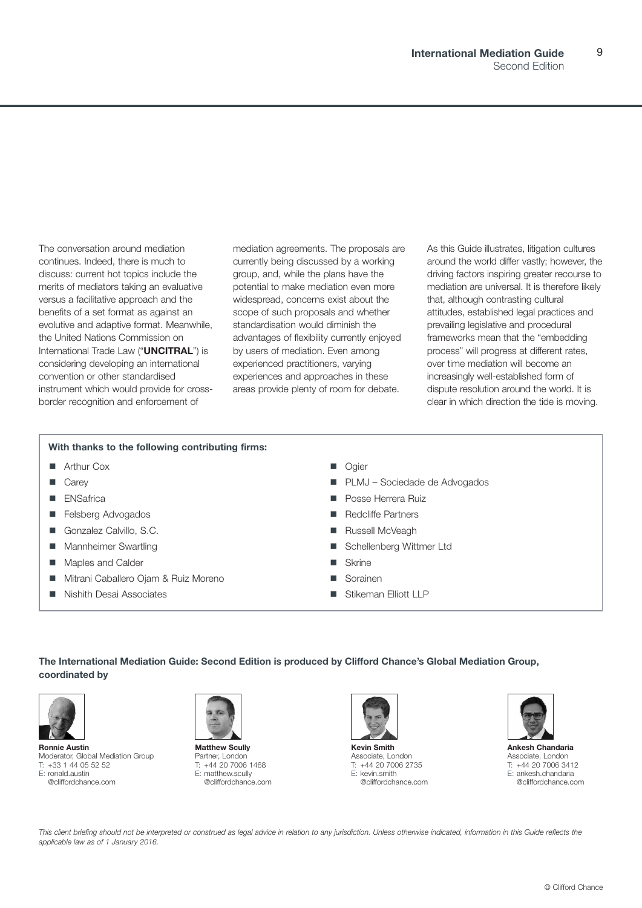The conversation around mediation continues. Indeed, there is much to discuss: current hot topics include the merits of mediators taking an evaluative versus a facilitative approach and the benefits of a set format as against an evolutive and adaptive format. Meanwhile, the United Nations Commission on International Trade Law ("**UNCITRAL**") is considering developing an international convention or other standardised instrument which would provide for cross-border recognition and enforcement of mediation agreements. The proposals are currently being discussed by a working group, and, while the plans have the potential to make mediation even more widespread, concerns exist about the scope of such proposals and whether standardisation would diminish the advantages of flexibility currently enjoyed by users of mediation. Even among experienced practitioners, varying experiences and approaches in these areas provide plenty of room for debate.

As this Guide illustrates, litigation cultures around the world differ vastly; however, the driving factors inspiring greater recourse to mediation are universal. It is therefore likely that, although contrasting cultural attitudes, established legal practices and prevailing legislative and procedural frameworks mean that the "embedding process" will progress at different rates, over time mediation will become an increasingly well-established form of dispute resolution around the world. It is clear in which direction the tide is moving.

**With thanks to the following contributing firms:**

- Arthur Cox
- Carey
- ENSafrica
- Felsberg Advogados
- Gonzalez Calvillo, S.C.
- Mannheimer Swartling
- Maples and Calder
- Mitrani Caballero Ojam & Ruiz Moreno
- Nishith Desai Associates
- Ogier
- PLMJ – Sociedade de Advogados
- Posse Herrera Ruiz
- Redcliffe Partners
- Russell McVeagh
- Schellenberg Wittmer Ltd
- Skrine
- Sorainen
- Stikeman Elliott LLP

**The International Mediation Guide: Second Edition is produced by Clifford Chance's Global Mediation Group, coordinated by**

**Ronnie Austin**
Moderator, Global Mediation Group
T: +33 1 44 05 52 52
E: ronald.austin@cliffordchance.com

**Matthew Scully**
Partner, London
T: +44 20 7006 1468
E: matthew.scully@cliffordchance.com

**Kevin Smith**
Associate, London
T: +44 20 7006 2735
E: kevin.smith@cliffordchance.com

**Ankesh Chandaria**
Associate, London
T: +44 20 7006 3412
E: ankesh.chandaria@cliffordchance.com

*This client briefing should not be interpreted or construed as legal advice in relation to any jurisdiction. Unless otherwise indicated, information in this Guide reflects the applicable law as of 1 January 2016.*

© Clifford Chance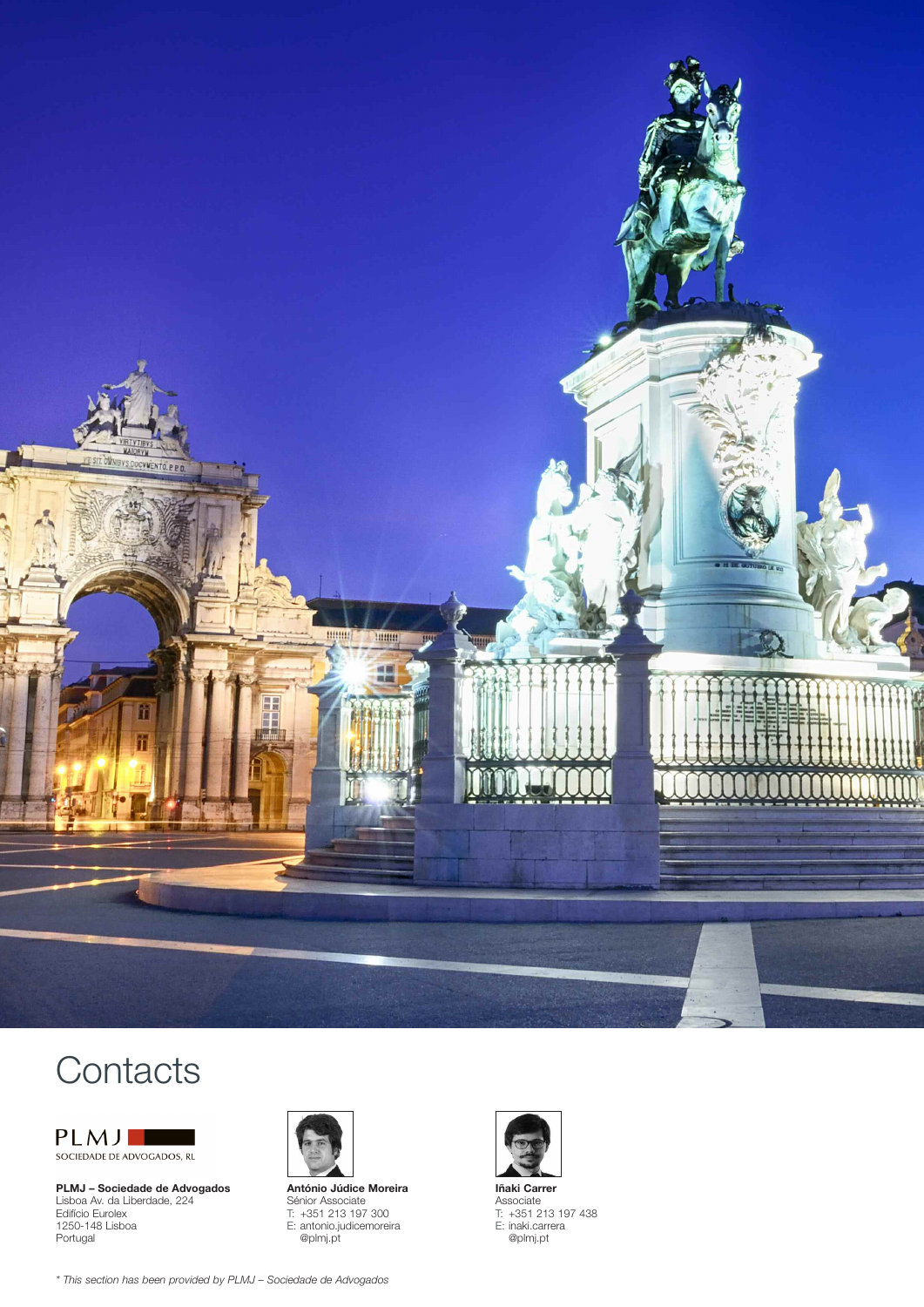# Contacts

PLMJ
SOCIEDADE DE ADVOGADOS, RL

**PLMJ – Sociedade de Advogados**
Lisboa Av. da Liberdade, 224
Edifício Eurolex
1250-148 Lisboa
Portugal

**António Júdice Moreira**
Sénior Associate
T: +351 213 197 300
E: antonio.judicemoreira@plmj.pt

**Iñaki Carrer**
Associate
T: +351 213 197 438
E: inaki.carrera@plmj.pt

*\* This section has been provided by PLMJ – Sociedade de Advogados*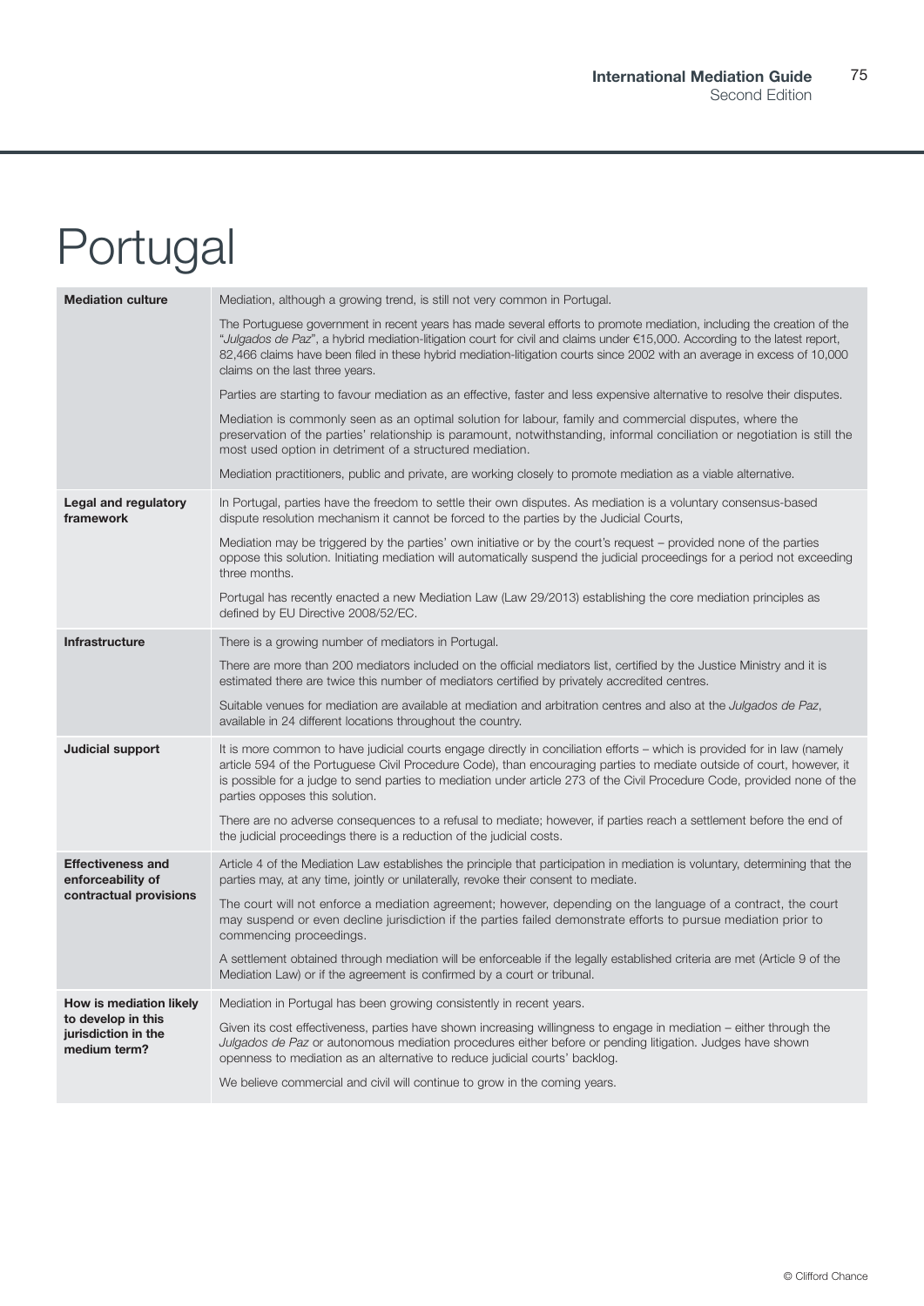# Portugal

| | |
|---|---|
| **Mediation culture** | Mediation, although a growing trend, is still not very common in Portugal.<br><br>The Portuguese government in recent years has made several efforts to promote mediation, including the creation of the "*Julgados de Paz*", a hybrid mediation-litigation court for civil and claims under €15,000. According to the latest report, 82,466 claims have been filed in these hybrid mediation-litigation courts since 2002 with an average in excess of 10,000 claims on the last three years.<br><br>Parties are starting to favour mediation as an effective, faster and less expensive alternative to resolve their disputes.<br><br>Mediation is commonly seen as an optimal solution for labour, family and commercial disputes, where the preservation of the parties' relationship is paramount, notwithstanding, informal conciliation or negotiation is still the most used option in detriment of a structured mediation.<br><br>Mediation practitioners, public and private, are working closely to promote mediation as a viable alternative. |
| **Legal and regulatory framework** | In Portugal, parties have the freedom to settle their own disputes. As mediation is a voluntary consensus-based dispute resolution mechanism it cannot be forced to the parties by the Judicial Courts,<br><br>Mediation may be triggered by the parties' own initiative or by the court's request – provided none of the parties oppose this solution. Initiating mediation will automatically suspend the judicial proceedings for a period not exceeding three months.<br><br>Portugal has recently enacted a new Mediation Law (Law 29/2013) establishing the core mediation principles as defined by EU Directive 2008/52/EC. |
| **Infrastructure** | There is a growing number of mediators in Portugal.<br><br>There are more than 200 mediators included on the official mediators list, certified by the Justice Ministry and it is estimated there are twice this number of mediators certified by privately accredited centres.<br><br>Suitable venues for mediation are available at mediation and arbitration centres and also at the *Julgados de Paz*, available in 24 different locations throughout the country. |
| **Judicial support** | It is more common to have judicial courts engage directly in conciliation efforts – which is provided for in law (namely article 594 of the Portuguese Civil Procedure Code), than encouraging parties to mediate outside of court, however, it is possible for a judge to send parties to mediation under article 273 of the Civil Procedure Code, provided none of the parties opposes this solution.<br><br>There are no adverse consequences to a refusal to mediate; however, if parties reach a settlement before the end of the judicial proceedings there is a reduction of the judicial costs. |
| **Effectiveness and enforceability of contractual provisions** | Article 4 of the Mediation Law establishes the principle that participation in mediation is voluntary, determining that the parties may, at any time, jointly or unilaterally, revoke their consent to mediate.<br><br>The court will not enforce a mediation agreement; however, depending on the language of a contract, the court may suspend or even decline jurisdiction if the parties failed demonstrate efforts to pursue mediation prior to commencing proceedings.<br><br>A settlement obtained through mediation will be enforceable if the legally established criteria are met (Article 9 of the Mediation Law) or if the agreement is confirmed by a court or tribunal. |
| **How is mediation likely to develop in this jurisdiction in the medium term?** | Mediation in Portugal has been growing consistently in recent years.<br><br>Given its cost effectiveness, parties have shown increasing willingness to engage in mediation – either through the *Julgados de Paz* or autonomous mediation procedures either before or pending litigation. Judges have shown openness to mediation as an alternative to reduce judicial courts' backlog.<br><br>We believe commercial and civil will continue to grow in the coming years. |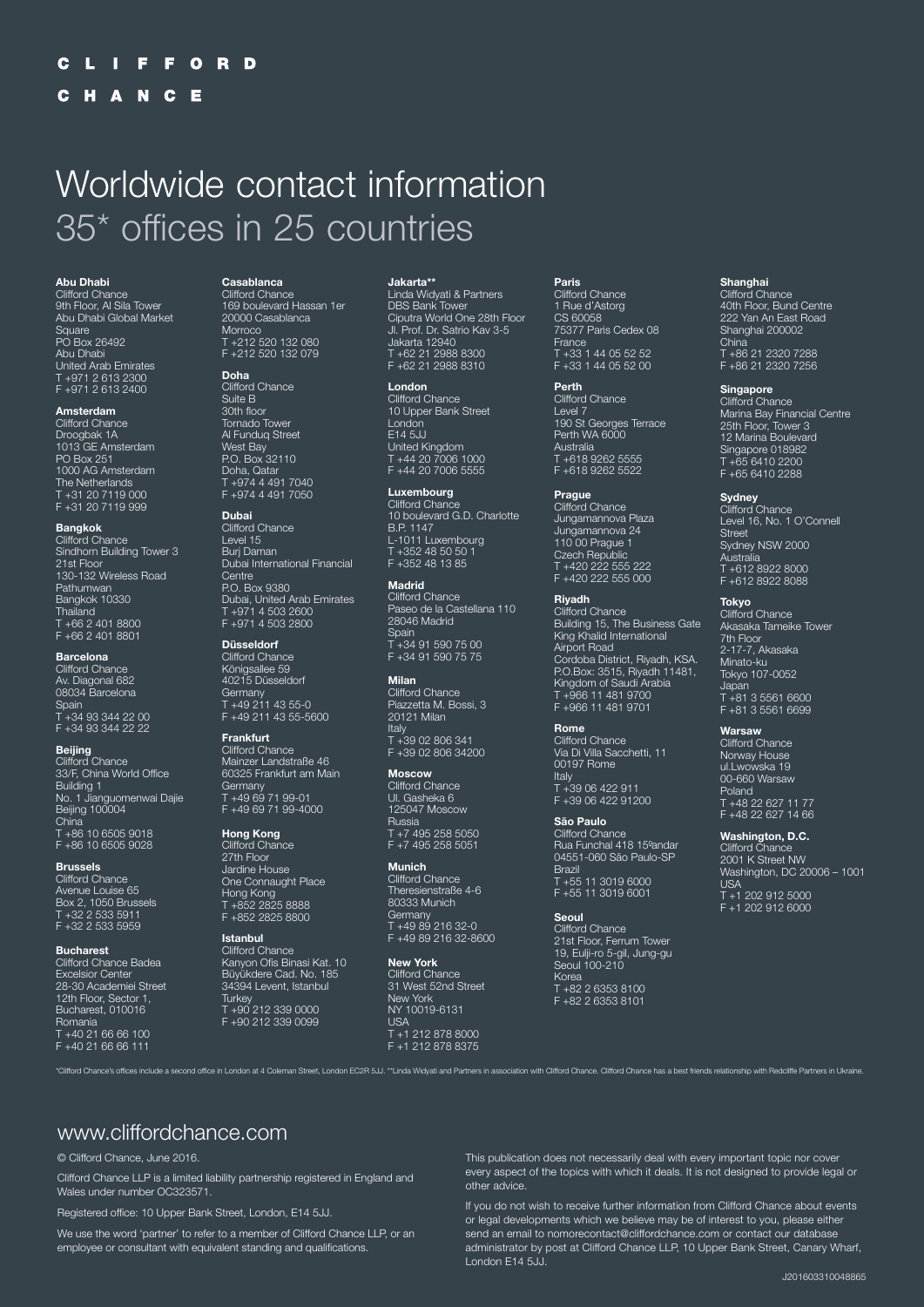CLIFFORD

CHANCE

# Worldwide contact information
## 35* offices in 25 countries

**Abu Dhabi**
Clifford Chance
9th Floor, Al Sila Tower
Abu Dhabi Global Market
Square
PO Box 26492
Abu Dhabi
United Arab Emirates
T +971 2 613 2300
F +971 2 613 2400

**Amsterdam**
Clifford Chance
Droogbak 1A
1013 GE Amsterdam
PO Box 251
1000 AG Amsterdam
The Netherlands
T +31 20 7119 000
F +31 20 7119 999

**Bangkok**
Clifford Chance
Sindhorn Building Tower 3
21st Floor
130-132 Wireless Road
Pathumwan
Bangkok 10330
Thailand
T +66 2 401 8800
F +66 2 401 8801

**Barcelona**
Clifford Chance
Av. Diagonal 682
08034 Barcelona
Spain
T +34 93 344 22 00
F +34 93 344 22 22

**Beijing**
Clifford Chance
33/F, China World Office
Building 1
No. 1 Jianguomenwai Dajie
Beijing 100004
China
T +86 10 6505 9018
F +86 10 6505 9028

**Brussels**
Clifford Chance
Avenue Louise 65
Box 2, 1050 Brussels
T +32 2 533 5911
F +32 2 533 5959

**Bucharest**
Clifford Chance Badea
Excelsior Center
28-30 Academiei Street
12th Floor, Sector 1,
Bucharest, 010016
Romania
T +40 21 66 66 100
F +40 21 66 66 111

**Casablanca**
Clifford Chance
169 boulevard Hassan 1er
20000 Casablanca
Morroco
T +212 520 132 080
F +212 520 132 079

**Doha**
Clifford Chance
Suite B
30th floor
Tornado Tower
Al Funduq Street
West Bay
P.O. Box 32110
Doha, Qatar
T +974 4 491 7040
F +974 4 491 7050

**Dubai**
Clifford Chance
Level 15
Burj Daman
Dubai International Financial
Centre
P.O. Box 9380
Dubai, United Arab Emirates
T +971 4 503 2600
F +971 4 503 2800

**Düsseldorf**
Clifford Chance
Königsallee 59
40215 Düsseldorf
Germany
T +49 211 43 55-0
F +49 211 43 55-5600

**Frankfurt**
Clifford Chance
Mainzer Landstraße 46
60325 Frankfurt am Main
Germany
T +49 69 71 99-01
F +49 69 71 99-4000

**Hong Kong**
Clifford Chance
27th Floor
Jardine House
One Connaught Place
Hong Kong
T +852 2825 8888
F +852 2825 8800

**Istanbul**
Clifford Chance
Kanyon Ofis Binasi Kat. 10
Büyükdere Cad. No. 185
34394 Levent, Istanbul
Turkey
T +90 212 339 0000
F +90 212 339 0099

**Jakarta****
Linda Widyati & Partners
DBS Bank Tower
Ciputra World One 28th Floor
Jl. Prof. Dr. Satrio Kav 3-5
Jakarta 12940
T +62 21 2988 8300
F +62 21 2988 8310

**London**
Clifford Chance
10 Upper Bank Street
London
E14 5JJ
United Kingdom
T +44 20 7006 1000
F +44 20 7006 5555

**Luxembourg**
Clifford Chance
10 boulevard G.D. Charlotte
B.P. 1147
L-1011 Luxembourg
T +352 48 50 50 1
F +352 48 13 85

**Madrid**
Clifford Chance
Paseo de la Castellana 110
28046 Madrid
Spain
T +34 91 590 75 00
F +34 91 590 75 75

**Milan**
Clifford Chance
Piazzetta M. Bossi, 3
20121 Milan
Italy
T +39 02 806 341
F +39 02 806 34200

**Moscow**
Clifford Chance
Ul. Gasheka 6
125047 Moscow
Russia
T +7 495 258 5050
F +7 495 258 5051

**Munich**
Clifford Chance
Theresienstraße 4-6
80333 Munich
Germany
T +49 89 216 32-0
F +49 89 216 32-8600

**New York**
Clifford Chance
31 West 52nd Street
New York
NY 10019-6131
USA
T +1 212 878 8000
F +1 212 878 8375

**Paris**
Clifford Chance
1 Rue d'Astorg
CS 60058
75377 Paris Cedex 08
France
T +33 1 44 05 52 52
F +33 1 44 05 52 00

**Perth**
Clifford Chance
Level 7
190 St Georges Terrace
Perth WA 6000
Australia
T +618 9262 5555
F +618 9262 5522

**Prague**
Clifford Chance
Jungamannova Plaza
Jungamannova 24
110 00 Prague 1
Czech Republic
T +420 222 555 222
F +420 222 555 000

**Riyadh**
Clifford Chance
Building 15, The Business Gate
King Khalid International
Airport Road
Cordoba District, Riyadh, KSA.
P.O.Box: 3515, Riyadh 11481,
Kingdom of Saudi Arabia
T +966 11 481 9700
F +966 11 481 9701

**Rome**
Clifford Chance
Via Di Villa Sacchetti, 11
00197 Rome
Italy
T +39 06 422 911
F +39 06 422 91200

**São Paulo**
Clifford Chance
Rua Funchal 418 15ºandar
04551-060 São Paulo-SP
Brazil
T +55 11 3019 6000
F +55 11 3019 6001

**Seoul**
Clifford Chance
21st Floor, Ferrum Tower
19, Eulji-ro 5-gil, Jung-gu
Seoul 100-210
Korea
T +82 2 6353 8100
F +82 2 6353 8101

**Shanghai**
Clifford Chance
40th Floor, Bund Centre
222 Yan An East Road
Shanghai 200002
China
T +86 21 2320 7288
F +86 21 2320 7256

**Singapore**
Clifford Chance
Marina Bay Financial Centre
25th Floor, Tower 3
12 Marina Boulevard
Singapore 018982
T +65 6410 2200
F +65 6410 2288

**Sydney**
Clifford Chance
Level 16, No. 1 O'Connell
Street
Sydney NSW 2000
Australia
T +612 8922 8000
F +612 8922 8088

**Tokyo**
Clifford Chance
Akasaka Tameike Tower
7th Floor
2-17-7, Akasaka
Minato-ku
Tokyo 107-0052
Japan
T +81 3 5561 6600
F +81 3 5561 6699

**Warsaw**
Clifford Chance
Norway House
ul.Lwowska 19
00-660 Warsaw
Poland
T +48 22 627 11 77
F +48 22 627 14 66

**Washington, D.C.**
Clifford Chance
2001 K Street NW
Washington, DC 20006 – 1001
USA
T +1 202 912 5000
F +1 202 912 6000

*Clifford Chance's offices include a second office in London at 4 Coleman Street, London EC2R 5JJ. **Linda Widyati and Partners in association with Clifford Chance. Clifford Chance has a best friends relationship with Redcliffe Partners in Ukraine.

www.cliffordchance.com

© Clifford Chance, June 2016.

Clifford Chance LLP is a limited liability partnership registered in England and Wales under number OC323571.

Registered office: 10 Upper Bank Street, London, E14 5JJ.

We use the word 'partner' to refer to a member of Clifford Chance LLP, or an employee or consultant with equivalent standing and qualifications.

This publication does not necessarily deal with every important topic nor cover every aspect of the topics with which it deals. It is not designed to provide legal or other advice.

If you do not wish to receive further information from Clifford Chance about events or legal developments which we believe may be of interest to you, please either send an email to nomorecontact@cliffordchance.com or contact our database administrator by post at Clifford Chance LLP, 10 Upper Bank Street, Canary Wharf, London E14 5JJ.

J201603310048865